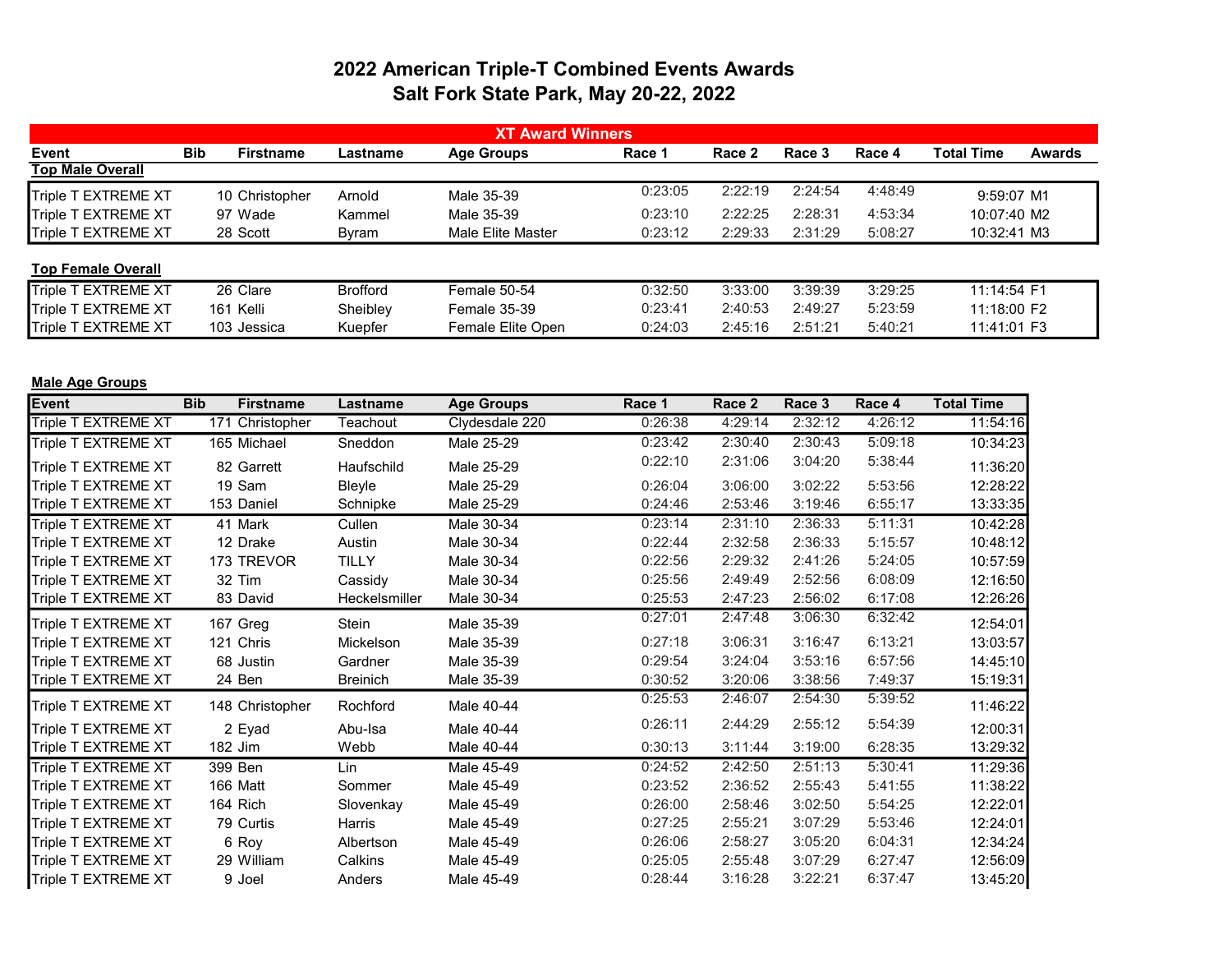# 2022 American Triple-T Combined Events Awards
## Salt Fork State Park, May 20-22, 2022

### XT Award Winners

| Event | Bib | Firstname | Lastname | Age Groups | Race 1 | Race 2 | Race 3 | Race 4 | Total Time | Awards |
|---|---|---|---|---|---|---|---|---|---|---|
| **Top Male Overall** | | | | | | | | | | |
| Triple T EXTREME XT | 10 | Christopher | Arnold | Male 35-39 | 0:23:05 | 2:22:19 | 2:24:54 | 4:48:49 | 9:59:07 | M1 |
| Triple T EXTREME XT | 97 | Wade | Kammel | Male 35-39 | 0:23:10 | 2:22:25 | 2:28:31 | 4:53:34 | 10:07:40 | M2 |
| Triple T EXTREME XT | 28 | Scott | Byram | Male Elite Master | 0:23:12 | 2:29:33 | 2:31:29 | 5:08:27 | 10:32:41 | M3 |
| **Top Female Overall** | | | | | | | | | | |
| Triple T EXTREME XT | 26 | Clare | Brofford | Female 50-54 | 0:32:50 | 3:33:00 | 3:39:39 | 3:29:25 | 11:14:54 | F1 |
| Triple T EXTREME XT | 161 | Kelli | Sheibley | Female 35-39 | 0:23:41 | 2:40:53 | 2:49:27 | 5:23:59 | 11:18:00 | F2 |
| Triple T EXTREME XT | 103 | Jessica | Kuepfer | Female Elite Open | 0:24:03 | 2:45:16 | 2:51:21 | 5:40:21 | 11:41:01 | F3 |

### Male Age Groups

| Event | Bib | Firstname | Lastname | Age Groups | Race 1 | Race 2 | Race 3 | Race 4 | Total Time |
|---|---|---|---|---|---|---|---|---|---|
| Triple T EXTREME XT | 171 | Christopher | Teachout | Clydesdale 220 | 0:26:38 | 4:29:14 | 2:32:12 | 4:26:12 | 11:54:16 |
| Triple T EXTREME XT | 165 | Michael | Sneddon | Male 25-29 | 0:23:42 | 2:30:40 | 2:30:43 | 5:09:18 | 10:34:23 |
| Triple T EXTREME XT | 82 | Garrett | Haufschild | Male 25-29 | 0:22:10 | 2:31:06 | 3:04:20 | 5:38:44 | 11:36:20 |
| Triple T EXTREME XT | 19 | Sam | Bleyle | Male 25-29 | 0:26:04 | 3:06:00 | 3:02:22 | 5:53:56 | 12:28:22 |
| Triple T EXTREME XT | 153 | Daniel | Schnipke | Male 25-29 | 0:24:46 | 2:53:46 | 3:19:46 | 6:55:17 | 13:33:35 |
| Triple T EXTREME XT | 41 | Mark | Cullen | Male 30-34 | 0:23:14 | 2:31:10 | 2:36:33 | 5:11:31 | 10:42:28 |
| Triple T EXTREME XT | 12 | Drake | Austin | Male 30-34 | 0:22:44 | 2:32:58 | 2:36:33 | 5:15:57 | 10:48:12 |
| Triple T EXTREME XT | 173 | TREVOR | TILLY | Male 30-34 | 0:22:56 | 2:29:32 | 2:41:26 | 5:24:05 | 10:57:59 |
| Triple T EXTREME XT | 32 | Tim | Cassidy | Male 30-34 | 0:25:56 | 2:49:49 | 2:52:56 | 6:08:09 | 12:16:50 |
| Triple T EXTREME XT | 83 | David | Heckelsmiller | Male 30-34 | 0:25:53 | 2:47:23 | 2:56:02 | 6:17:08 | 12:26:26 |
| Triple T EXTREME XT | 167 | Greg | Stein | Male 35-39 | 0:27:01 | 2:47:48 | 3:06:30 | 6:32:42 | 12:54:01 |
| Triple T EXTREME XT | 121 | Chris | Mickelson | Male 35-39 | 0:27:18 | 3:06:31 | 3:16:47 | 6:13:21 | 13:03:57 |
| Triple T EXTREME XT | 68 | Justin | Gardner | Male 35-39 | 0:29:54 | 3:24:04 | 3:53:16 | 6:57:56 | 14:45:10 |
| Triple T EXTREME XT | 24 | Ben | Breinich | Male 35-39 | 0:30:52 | 3:20:06 | 3:38:56 | 7:49:37 | 15:19:31 |
| Triple T EXTREME XT | 148 | Christopher | Rochford | Male 40-44 | 0:25:53 | 2:46:07 | 2:54:30 | 5:39:52 | 11:46:22 |
| Triple T EXTREME XT | 2 | Eyad | Abu-Isa | Male 40-44 | 0:26:11 | 2:44:29 | 2:55:12 | 5:54:39 | 12:00:31 |
| Triple T EXTREME XT | 182 | Jim | Webb | Male 40-44 | 0:30:13 | 3:11:44 | 3:19:00 | 6:28:35 | 13:29:32 |
| Triple T EXTREME XT | 399 | Ben | Lin | Male 45-49 | 0:24:52 | 2:42:50 | 2:51:13 | 5:30:41 | 11:29:36 |
| Triple T EXTREME XT | 166 | Matt | Sommer | Male 45-49 | 0:23:52 | 2:36:52 | 2:55:43 | 5:41:55 | 11:38:22 |
| Triple T EXTREME XT | 164 | Rich | Slovenkay | Male 45-49 | 0:26:00 | 2:58:46 | 3:02:50 | 5:54:25 | 12:22:01 |
| Triple T EXTREME XT | 79 | Curtis | Harris | Male 45-49 | 0:27:25 | 2:55:21 | 3:07:29 | 5:53:46 | 12:24:01 |
| Triple T EXTREME XT | 6 | Roy | Albertson | Male 45-49 | 0:26:06 | 2:58:27 | 3:05:20 | 6:04:31 | 12:34:24 |
| Triple T EXTREME XT | 29 | William | Calkins | Male 45-49 | 0:25:05 | 2:55:48 | 3:07:29 | 6:27:47 | 12:56:09 |
| Triple T EXTREME XT | 9 | Joel | Anders | Male 45-49 | 0:28:44 | 3:16:28 | 3:22:21 | 6:37:47 | 13:45:20 |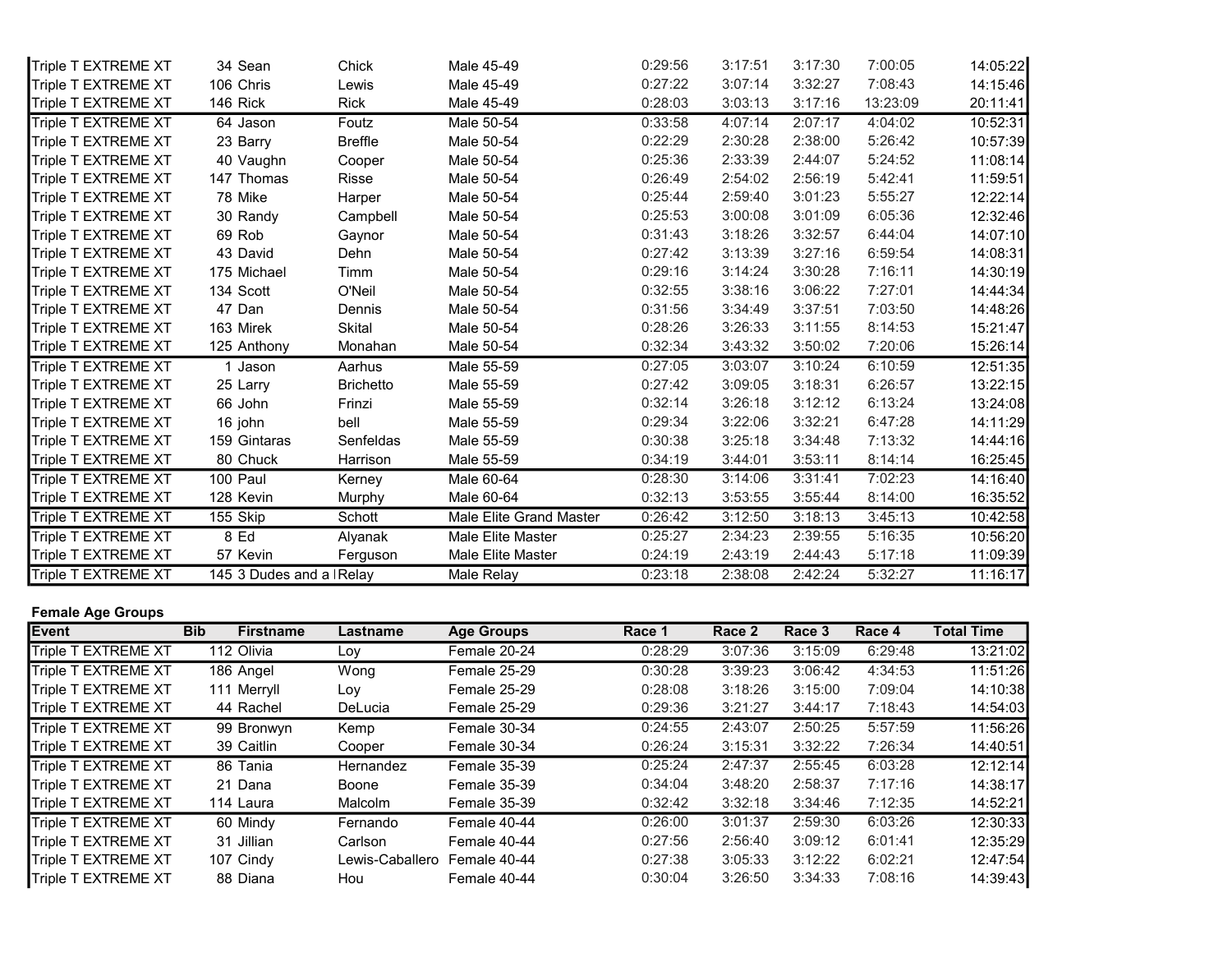| Event | Bib | Firstname | Lastname | Age Groups | Race 1 | Race 2 | Race 3 | Race 4 | Total Time |
|---|---|---|---|---|---|---|---|---|---|
| Triple T EXTREME XT | 34 | Sean | Chick | Male 45-49 | 0:29:56 | 3:17:51 | 3:17:30 | 7:00:05 | 14:05:22 |
| Triple T EXTREME XT | 106 | Chris | Lewis | Male 45-49 | 0:27:22 | 3:07:14 | 3:32:27 | 7:08:43 | 14:15:46 |
| Triple T EXTREME XT | 146 | Rick | Rick | Male 45-49 | 0:28:03 | 3:03:13 | 3:17:16 | 13:23:09 | 20:11:41 |
| Triple T EXTREME XT | 64 | Jason | Foutz | Male 50-54 | 0:33:58 | 4:07:14 | 2:07:17 | 4:04:02 | 10:52:31 |
| Triple T EXTREME XT | 23 | Barry | Breffle | Male 50-54 | 0:22:29 | 2:30:28 | 2:38:00 | 5:26:42 | 10:57:39 |
| Triple T EXTREME XT | 40 | Vaughn | Cooper | Male 50-54 | 0:25:36 | 2:33:39 | 2:44:07 | 5:24:52 | 11:08:14 |
| Triple T EXTREME XT | 147 | Thomas | Risse | Male 50-54 | 0:26:49 | 2:54:02 | 2:56:19 | 5:42:41 | 11:59:51 |
| Triple T EXTREME XT | 78 | Mike | Harper | Male 50-54 | 0:25:44 | 2:59:40 | 3:01:23 | 5:55:27 | 12:22:14 |
| Triple T EXTREME XT | 30 | Randy | Campbell | Male 50-54 | 0:25:53 | 3:00:08 | 3:01:09 | 6:05:36 | 12:32:46 |
| Triple T EXTREME XT | 69 | Rob | Gaynor | Male 50-54 | 0:31:43 | 3:18:26 | 3:32:57 | 6:44:04 | 14:07:10 |
| Triple T EXTREME XT | 43 | David | Dehn | Male 50-54 | 0:27:42 | 3:13:39 | 3:27:16 | 6:59:54 | 14:08:31 |
| Triple T EXTREME XT | 175 | Michael | Timm | Male 50-54 | 0:29:16 | 3:14:24 | 3:30:28 | 7:16:11 | 14:30:19 |
| Triple T EXTREME XT | 134 | Scott | O'Neil | Male 50-54 | 0:32:55 | 3:38:16 | 3:06:22 | 7:27:01 | 14:44:34 |
| Triple T EXTREME XT | 47 | Dan | Dennis | Male 50-54 | 0:31:56 | 3:34:49 | 3:37:51 | 7:03:50 | 14:48:26 |
| Triple T EXTREME XT | 163 | Mirek | Skital | Male 50-54 | 0:28:26 | 3:26:33 | 3:11:55 | 8:14:53 | 15:21:47 |
| Triple T EXTREME XT | 125 | Anthony | Monahan | Male 50-54 | 0:32:34 | 3:43:32 | 3:50:02 | 7:20:06 | 15:26:14 |
| Triple T EXTREME XT | 1 | Jason | Aarhus | Male 55-59 | 0:27:05 | 3:03:07 | 3:10:24 | 6:10:59 | 12:51:35 |
| Triple T EXTREME XT | 25 | Larry | Brichetto | Male 55-59 | 0:27:42 | 3:09:05 | 3:18:31 | 6:26:57 | 13:22:15 |
| Triple T EXTREME XT | 66 | John | Frinzi | Male 55-59 | 0:32:14 | 3:26:18 | 3:12:12 | 6:13:24 | 13:24:08 |
| Triple T EXTREME XT | 16 | john | bell | Male 55-59 | 0:29:34 | 3:22:06 | 3:32:21 | 6:47:28 | 14:11:29 |
| Triple T EXTREME XT | 159 | Gintaras | Senfeldas | Male 55-59 | 0:30:38 | 3:25:18 | 3:34:48 | 7:13:32 | 14:44:16 |
| Triple T EXTREME XT | 80 | Chuck | Harrison | Male 55-59 | 0:34:19 | 3:44:01 | 3:53:11 | 8:14:14 | 16:25:45 |
| Triple T EXTREME XT | 100 | Paul | Kerney | Male 60-64 | 0:28:30 | 3:14:06 | 3:31:41 | 7:02:23 | 14:16:40 |
| Triple T EXTREME XT | 128 | Kevin | Murphy | Male 60-64 | 0:32:13 | 3:53:55 | 3:55:44 | 8:14:00 | 16:35:52 |
| Triple T EXTREME XT | 155 | Skip | Schott | Male Elite Grand Master | 0:26:42 | 3:12:50 | 3:18:13 | 3:45:13 | 10:42:58 |
| Triple T EXTREME XT | 8 | Ed | Alyanak | Male Elite Master | 0:25:27 | 2:34:23 | 2:39:55 | 5:16:35 | 10:56:20 |
| Triple T EXTREME XT | 57 | Kevin | Ferguson | Male Elite Master | 0:24:19 | 2:43:19 | 2:44:43 | 5:17:18 | 11:09:39 |
| Triple T EXTREME XT | 145 | 3 Dudes and a | Relay | Male Relay | 0:23:18 | 2:38:08 | 2:42:24 | 5:32:27 | 11:16:17 |

**Female Age Groups**

| Event | Bib | Firstname | Lastname | Age Groups | Race 1 | Race 2 | Race 3 | Race 4 | Total Time |
|---|---|---|---|---|---|---|---|---|---|
| Triple T EXTREME XT | 112 | Olivia | Loy | Female 20-24 | 0:28:29 | 3:07:36 | 3:15:09 | 6:29:48 | 13:21:02 |
| Triple T EXTREME XT | 186 | Angel | Wong | Female 25-29 | 0:30:28 | 3:39:23 | 3:06:42 | 4:34:53 | 11:51:26 |
| Triple T EXTREME XT | 111 | Merryll | Loy | Female 25-29 | 0:28:08 | 3:18:26 | 3:15:00 | 7:09:04 | 14:10:38 |
| Triple T EXTREME XT | 44 | Rachel | DeLucia | Female 25-29 | 0:29:36 | 3:21:27 | 3:44:17 | 7:18:43 | 14:54:03 |
| Triple T EXTREME XT | 99 | Bronwyn | Kemp | Female 30-34 | 0:24:55 | 2:43:07 | 2:50:25 | 5:57:59 | 11:56:26 |
| Triple T EXTREME XT | 39 | Caitlin | Cooper | Female 30-34 | 0:26:24 | 3:15:31 | 3:32:22 | 7:26:34 | 14:40:51 |
| Triple T EXTREME XT | 86 | Tania | Hernandez | Female 35-39 | 0:25:24 | 2:47:37 | 2:55:45 | 6:03:28 | 12:12:14 |
| Triple T EXTREME XT | 21 | Dana | Boone | Female 35-39 | 0:34:04 | 3:48:20 | 2:58:37 | 7:17:16 | 14:38:17 |
| Triple T EXTREME XT | 114 | Laura | Malcolm | Female 35-39 | 0:32:42 | 3:32:18 | 3:34:46 | 7:12:35 | 14:52:21 |
| Triple T EXTREME XT | 60 | Mindy | Fernando | Female 40-44 | 0:26:00 | 3:01:37 | 2:59:30 | 6:03:26 | 12:30:33 |
| Triple T EXTREME XT | 31 | Jillian | Carlson | Female 40-44 | 0:27:56 | 2:56:40 | 3:09:12 | 6:01:41 | 12:35:29 |
| Triple T EXTREME XT | 107 | Cindy | Lewis-Caballero | Female 40-44 | 0:27:38 | 3:05:33 | 3:12:22 | 6:02:21 | 12:47:54 |
| Triple T EXTREME XT | 88 | Diana | Hou | Female 40-44 | 0:30:04 | 3:26:50 | 3:34:33 | 7:08:16 | 14:39:43 |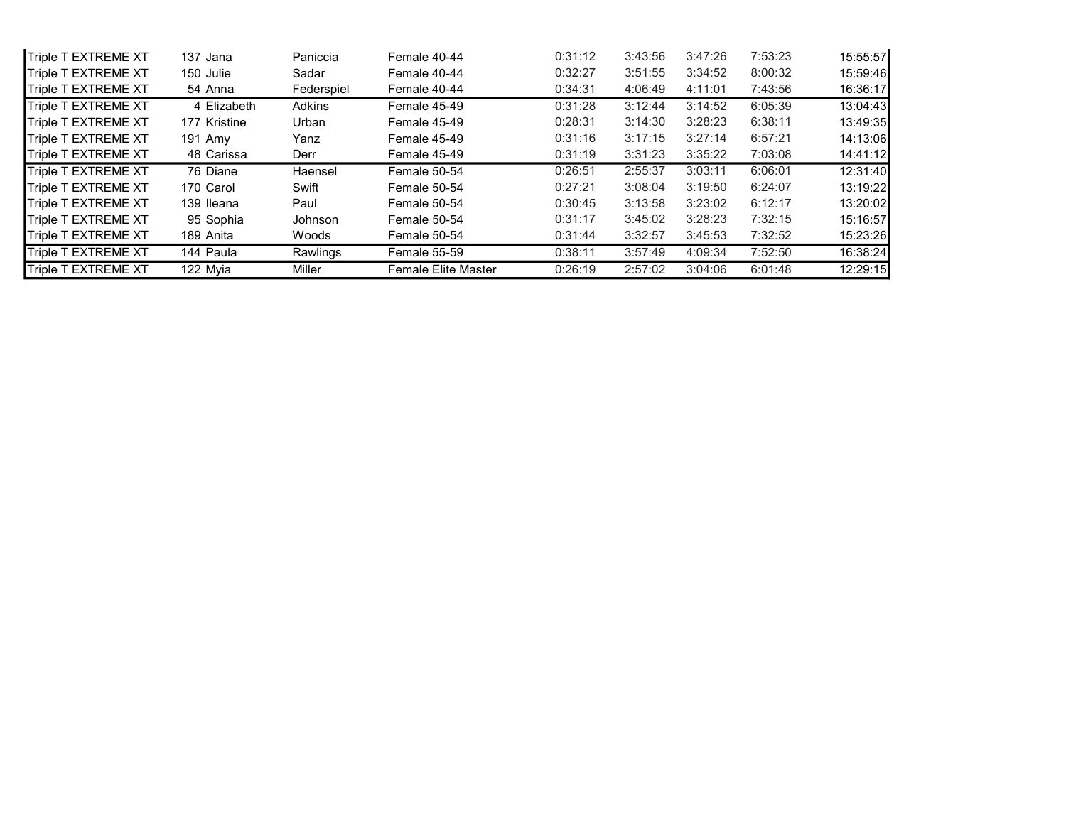| | | | | | | | | | |
|---|---|---|---|---|---|---|---|---|---|
| Triple T EXTREME XT | 137 | Jana | Paniccia | Female 40-44 | 0:31:12 | 3:43:56 | 3:47:26 | 7:53:23 | 15:55:57 |
| Triple T EXTREME XT | 150 | Julie | Sadar | Female 40-44 | 0:32:27 | 3:51:55 | 3:34:52 | 8:00:32 | 15:59:46 |
| Triple T EXTREME XT | 54 | Anna | Federspiel | Female 40-44 | 0:34:31 | 4:06:49 | 4:11:01 | 7:43:56 | 16:36:17 |
| Triple T EXTREME XT | 4 | Elizabeth | Adkins | Female 45-49 | 0:31:28 | 3:12:44 | 3:14:52 | 6:05:39 | 13:04:43 |
| Triple T EXTREME XT | 177 | Kristine | Urban | Female 45-49 | 0:28:31 | 3:14:30 | 3:28:23 | 6:38:11 | 13:49:35 |
| Triple T EXTREME XT | 191 | Amy | Yanz | Female 45-49 | 0:31:16 | 3:17:15 | 3:27:14 | 6:57:21 | 14:13:06 |
| Triple T EXTREME XT | 48 | Carissa | Derr | Female 45-49 | 0:31:19 | 3:31:23 | 3:35:22 | 7:03:08 | 14:41:12 |
| Triple T EXTREME XT | 76 | Diane | Haensel | Female 50-54 | 0:26:51 | 2:55:37 | 3:03:11 | 6:06:01 | 12:31:40 |
| Triple T EXTREME XT | 170 | Carol | Swift | Female 50-54 | 0:27:21 | 3:08:04 | 3:19:50 | 6:24:07 | 13:19:22 |
| Triple T EXTREME XT | 139 | Ileana | Paul | Female 50-54 | 0:30:45 | 3:13:58 | 3:23:02 | 6:12:17 | 13:20:02 |
| Triple T EXTREME XT | 95 | Sophia | Johnson | Female 50-54 | 0:31:17 | 3:45:02 | 3:28:23 | 7:32:15 | 15:16:57 |
| Triple T EXTREME XT | 189 | Anita | Woods | Female 50-54 | 0:31:44 | 3:32:57 | 3:45:53 | 7:32:52 | 15:23:26 |
| Triple T EXTREME XT | 144 | Paula | Rawlings | Female 55-59 | 0:38:11 | 3:57:49 | 4:09:34 | 7:52:50 | 16:38:24 |
| Triple T EXTREME XT | 122 | Myia | Miller | Female Elite Master | 0:26:19 | 2:57:02 | 3:04:06 | 6:01:48 | 12:29:15 |